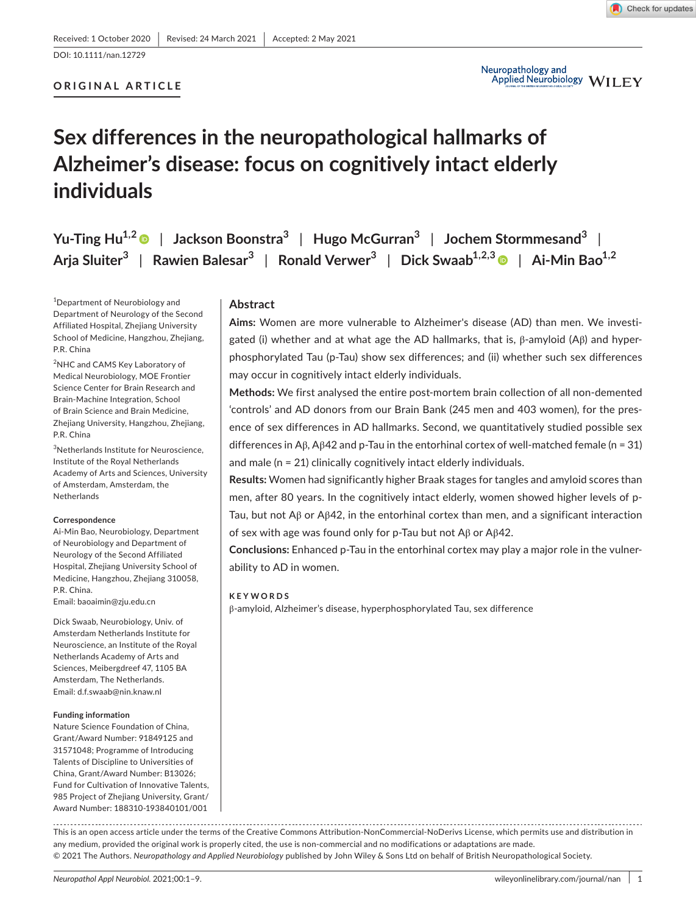Received: 1 October 2020 | Revised: 24 March 2021 | Accepted: 2 May 2021

DOI: 10.1111/nan.12729

**ORIGINAL ARTICLE**

# Sex differences in the neuropathological hallmarks of Alzheimer's disease: focus on cognitively intact elderly individuals

**Yu-Ting Hu[1,2] | Jackson Boonstra[3] | Hugo McGurran[3] | Jochem Stormmesand[3] | Arja Sluiter[3] | Rawien Balesar[3] | Ronald Verwer[3] | Dick Swaab[1,2,3] | Ai-Min Bao[1,2]**

[1]Department of Neurobiology and Department of Neurology of the Second Affiliated Hospital, Zhejiang University School of Medicine, Hangzhou, Zhejiang, P.R. China

[2]NHC and CAMS Key Laboratory of Medical Neurobiology, MOE Frontier Science Center for Brain Research and Brain-Machine Integration, School of Brain Science and Brain Medicine, Zhejiang University, Hangzhou, Zhejiang, P.R. China

[3]Netherlands Institute for Neuroscience, Institute of the Royal Netherlands Academy of Arts and Sciences, University of Amsterdam, Amsterdam, the Netherlands

**Correspondence**

Ai-Min Bao, Neurobiology, Department of Neurobiology and Department of Neurology of the Second Affiliated Hospital, Zhejiang University School of Medicine, Hangzhou, Zhejiang 310058, P.R. China.
Email: baoaimin@zju.edu.cn

Dick Swaab, Neurobiology, Univ. of Amsterdam Netherlands Institute for Neuroscience, an Institute of the Royal Netherlands Academy of Arts and Sciences, Meibergdreef 47, 1105 BA Amsterdam, The Netherlands.
Email: d.f.swaab@nin.knaw.nl

**Funding information**

Nature Science Foundation of China, Grant/Award Number: 91849125 and 31571048; Programme of Introducing Talents of Discipline to Universities of China, Grant/Award Number: B13026; Fund for Cultivation of Innovative Talents, 985 Project of Zhejiang University, Grant/Award Number: 188310-193840101/001

## Abstract

**Aims:** Women are more vulnerable to Alzheimer's disease (AD) than men. We investigated (i) whether and at what age the AD hallmarks, that is, β-amyloid (Aβ) and hyperphosphorylated Tau (p-Tau) show sex differences; and (ii) whether such sex differences may occur in cognitively intact elderly individuals.

**Methods:** We first analysed the entire post-mortem brain collection of all non-demented 'controls' and AD donors from our Brain Bank (245 men and 403 women), for the presence of sex differences in AD hallmarks. Second, we quantitatively studied possible sex differences in Aβ, Aβ42 and p-Tau in the entorhinal cortex of well-matched female ($n = 31$) and male ($n = 21$) clinically cognitively intact elderly individuals.

**Results:** Women had significantly higher Braak stages for tangles and amyloid scores than men, after 80 years. In the cognitively intact elderly, women showed higher levels of p-Tau, but not Aβ or Aβ42, in the entorhinal cortex than men, and a significant interaction of sex with age was found only for p-Tau but not Aβ or Aβ42.

**Conclusions:** Enhanced p-Tau in the entorhinal cortex may play a major role in the vulnerability to AD in women.

**KEYWORDS**

β-amyloid, Alzheimer's disease, hyperphosphorylated Tau, sex difference

This is an open access article under the terms of the Creative Commons Attribution-NonCommercial-NoDerivs License, which permits use and distribution in any medium, provided the original work is properly cited, the use is non-commercial and no modifications or adaptations are made.
© 2021 The Authors. *Neuropathology and Applied Neurobiology* published by John Wiley & Sons Ltd on behalf of British Neuropathological Society.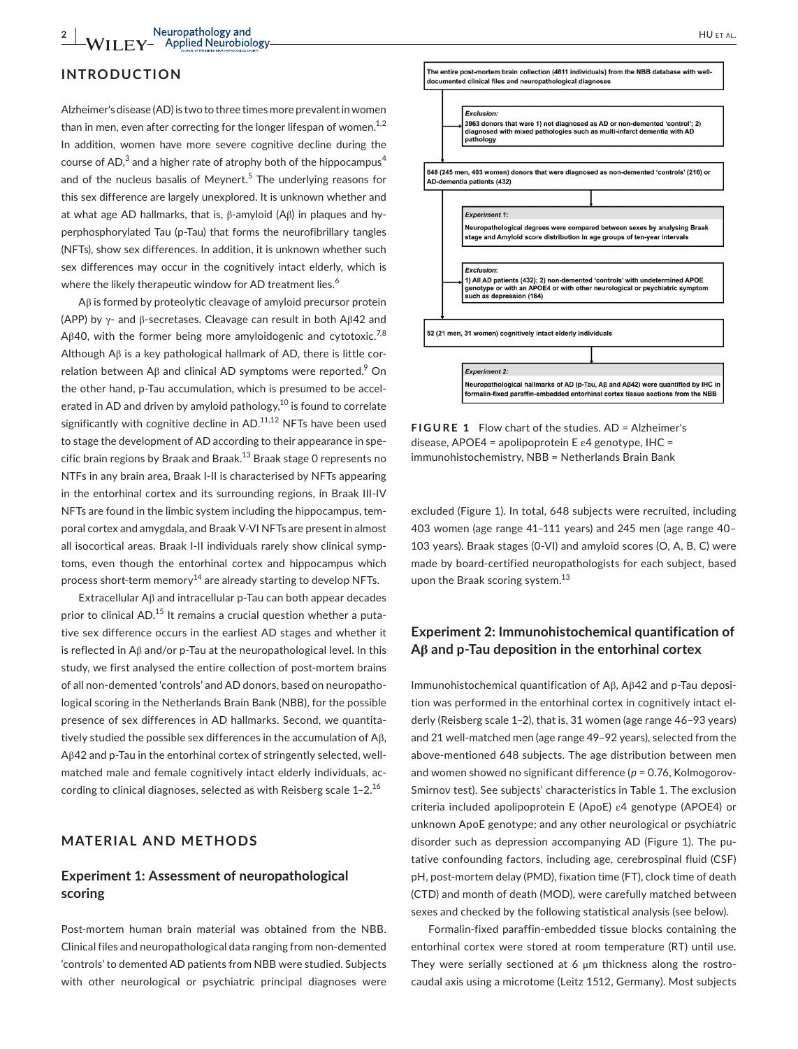## INTRODUCTION

Alzheimer's disease (AD) is two to three times more prevalent in women than in men, even after correcting for the longer lifespan of women.[1,2] In addition, women have more severe cognitive decline during the course of AD,[3] and a higher rate of atrophy both of the hippocampus[4] and of the nucleus basalis of Meynert.[5] The underlying reasons for this sex difference are largely unexplored. It is unknown whether and at what age AD hallmarks, that is, β-amyloid (Aβ) in plaques and hyperphosphorylated Tau (p-Tau) that forms the neurofibrillary tangles (NFTs), show sex differences. In addition, it is unknown whether such sex differences may occur in the cognitively intact elderly, which is where the likely therapeutic window for AD treatment lies.[6]

Aβ is formed by proteolytic cleavage of amyloid precursor protein (APP) by γ- and β-secretases. Cleavage can result in both Aβ42 and Aβ40, with the former being more amyloidogenic and cytotoxic.[7,8] Although Aβ is a key pathological hallmark of AD, there is little correlation between Aβ and clinical AD symptoms were reported.[9] On the other hand, p-Tau accumulation, which is presumed to be accelerated in AD and driven by amyloid pathology,[10] is found to correlate significantly with cognitive decline in AD.[11,12] NFTs have been used to stage the development of AD according to their appearance in specific brain regions by Braak and Braak.[13] Braak stage 0 represents no NTFs in any brain area, Braak I-II is characterised by NFTs appearing in the entorhinal cortex and its surrounding regions, in Braak III-IV NFTs are found in the limbic system including the hippocampus, temporal cortex and amygdala, and Braak V-VI NFTs are present in almost all isocortical areas. Braak I-II individuals rarely show clinical symptoms, even though the entorhinal cortex and hippocampus which process short-term memory[14] are already starting to develop NFTs.

Extracellular Aβ and intracellular p-Tau can both appear decades prior to clinical AD.[15] It remains a crucial question whether a putative sex difference occurs in the earliest AD stages and whether it is reflected in Aβ and/or p-Tau at the neuropathological level. In this study, we first analysed the entire collection of post-mortem brains of all non-demented 'controls' and AD donors, based on neuropathological scoring in the Netherlands Brain Bank (NBB), for the possible presence of sex differences in AD hallmarks. Second, we quantitatively studied the possible sex differences in the accumulation of Aβ, Aβ42 and p-Tau in the entorhinal cortex of stringently selected, well-matched male and female cognitively intact elderly individuals, according to clinical diagnoses, selected as with Reisberg scale 1–2.[16]

## MATERIAL AND METHODS

### Experiment 1: Assessment of neuropathological scoring

Post-mortem human brain material was obtained from the NBB. Clinical files and neuropathological data ranging from non-demented 'controls' to demented AD patients from NBB were studied. Subjects with other neurological or psychiatric principal diagnoses were

The entire post-mortem brain collection (4611 individuals) from the NBB database with well-documented clinical files and neuropathological diagnoses

*Exclusion:*
3963 donors that were 1) not diagnosed as AD or non-demented 'control'; 2) diagnosed with mixed pathologies such as multi-infarct dementia with AD pathology

648 (245 men, 403 women) donors that were diagnosed as non-demented 'controls' (216) or AD-dementia patients (432)

*Experiment 1:*
Neuropathological degrees were compared between sexes by analysing Braak stage and Amyloid score distribution in age groups of ten-year intervals

*Exclusion:*
1) All AD patients (432); 2) non-demented 'controls' with undetermined APOE genotype or with an APOE4 or with other neurological or psychiatric symptom such as depression (164)

52 (21 men, 31 women) cognitively intact elderly individuals

*Experiment 2:*
Neuropathological hallmarks of AD (p-Tau, Aβ and Aβ42) were quantified by IHC in formalin-fixed paraffin-embedded entorhinal cortex tissue sections from the NBB

**FIGURE 1** Flow chart of the studies. AD = Alzheimer's disease, APOE4 = apolipoprotein E ε4 genotype, IHC = immunohistochemistry, NBB = Netherlands Brain Bank

excluded (Figure 1). In total, 648 subjects were recruited, including 403 women (age range 41–111 years) and 245 men (age range 40–103 years). Braak stages (0-VI) and amyloid scores (O, A, B, C) were made by board-certified neuropathologists for each subject, based upon the Braak scoring system.[13]

### Experiment 2: Immunohistochemical quantification of Aβ and p-Tau deposition in the entorhinal cortex

Immunohistochemical quantification of Aβ, Aβ42 and p-Tau deposition was performed in the entorhinal cortex in cognitively intact elderly (Reisberg scale 1–2), that is, 31 women (age range 46–93 years) and 21 well-matched men (age range 49–92 years), selected from the above-mentioned 648 subjects. The age distribution between men and women showed no significant difference ($p = 0.76$, Kolmogorov-Smirnov test). See subjects' characteristics in Table 1. The exclusion criteria included apolipoprotein E (ApoE) ε4 genotype (APOE4) or unknown ApoE genotype; and any other neurological or psychiatric disorder such as depression accompanying AD (Figure 1). The putative confounding factors, including age, cerebrospinal fluid (CSF) pH, post-mortem delay (PMD), fixation time (FT), clock time of death (CTD) and month of death (MOD), were carefully matched between sexes and checked by the following statistical analysis (see below).

Formalin-fixed paraffin-embedded tissue blocks containing the entorhinal cortex were stored at room temperature (RT) until use. They were serially sectioned at 6 μm thickness along the rostrocaudal axis using a microtome (Leitz 1512, Germany). Most subjects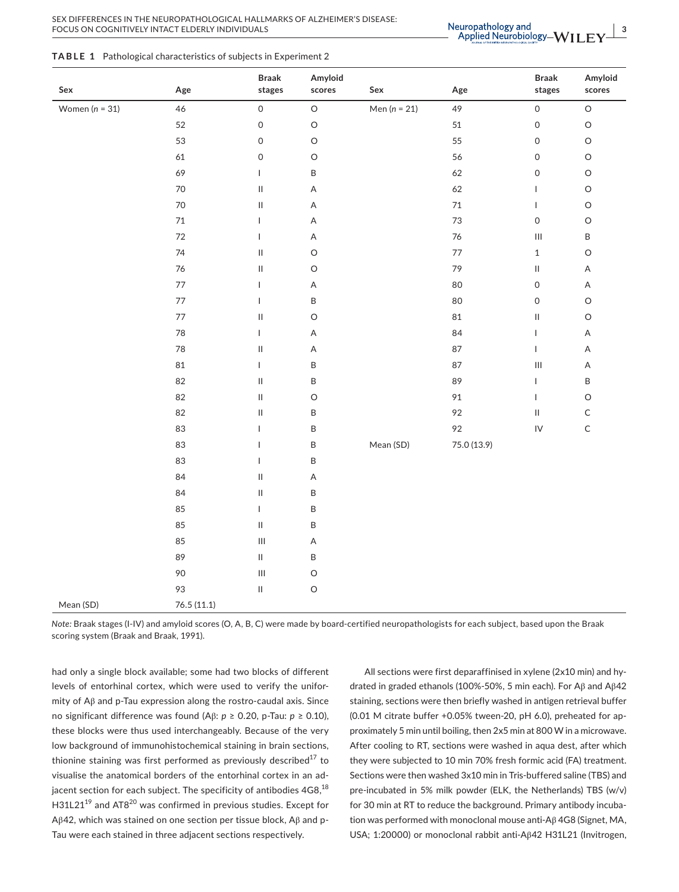**TABLE 1** Pathological characteristics of subjects in Experiment 2

| Sex | Age | Braak stages | Amyloid scores | Sex | Age | Braak stages | Amyloid scores |
|---|---|---|---|---|---|---|---|
| Women (*n* = 31) | 46 | 0 | O | Men (*n* = 21) | 49 | 0 | O |
| | 52 | 0 | O | | 51 | 0 | O |
| | 53 | 0 | O | | 55 | 0 | O |
| | 61 | 0 | O | | 56 | 0 | O |
| | 69 | I | B | | 62 | 0 | O |
| | 70 | II | A | | 62 | I | O |
| | 70 | II | A | | 71 | I | O |
| | 71 | I | A | | 73 | 0 | O |
| | 72 | I | A | | 76 | III | B |
| | 74 | II | O | | 77 | 1 | O |
| | 76 | II | O | | 79 | II | A |
| | 77 | I | A | | 80 | 0 | A |
| | 77 | I | B | | 80 | 0 | O |
| | 77 | II | O | | 81 | II | O |
| | 78 | I | A | | 84 | I | A |
| | 78 | II | A | | 87 | I | A |
| | 81 | I | B | | 87 | III | A |
| | 82 | II | B | | 89 | I | B |
| | 82 | II | O | | 91 | I | O |
| | 82 | II | B | | 92 | II | C |
| | 83 | I | B | | 92 | IV | C |
| | 83 | I | B | Mean (SD) | 75.0 (13.9) | | |
| | 83 | I | B | | | | |
| | 84 | II | A | | | | |
| | 84 | II | B | | | | |
| | 85 | I | B | | | | |
| | 85 | II | B | | | | |
| | 85 | III | A | | | | |
| | 89 | II | B | | | | |
| | 90 | III | O | | | | |
| | 93 | II | O | | | | |
| Mean (SD) | 76.5 (11.1) | | | | | | |

*Note:* Braak stages (I-IV) and amyloid scores (O, A, B, C) were made by board-certified neuropathologists for each subject, based upon the Braak scoring system (Braak and Braak, 1991).

had only a single block available; some had two blocks of different levels of entorhinal cortex, which were used to verify the uniformity of Aβ and p-Tau expression along the rostro-caudal axis. Since no significant difference was found (Aβ: $p \geq 0.20$, p-Tau: $p \geq 0.10$), these blocks were thus used interchangeably. Because of the very low background of immunohistochemical staining in brain sections, thionine staining was first performed as previously described[17] to visualise the anatomical borders of the entorhinal cortex in an adjacent section for each subject. The specificity of antibodies 4G8,[18] H31L21[19] and AT8[20] was confirmed in previous studies. Except for Aβ42, which was stained on one section per tissue block, Aβ and p-Tau were each stained in three adjacent sections respectively.

All sections were first deparaffinised in xylene (2x10 min) and hydrated in graded ethanols (100%-50%, 5 min each). For Aβ and Aβ42 staining, sections were then briefly washed in antigen retrieval buffer (0.01 M citrate buffer +0.05% tween-20, pH 6.0), preheated for approximately 5 min until boiling, then 2x5 min at 800 W in a microwave. After cooling to RT, sections were washed in aqua dest, after which they were subjected to 10 min 70% fresh formic acid (FA) treatment. Sections were then washed 3x10 min in Tris-buffered saline (TBS) and pre-incubated in 5% milk powder (ELK, the Netherlands) TBS (w/v) for 30 min at RT to reduce the background. Primary antibody incubation was performed with monoclonal mouse anti-Aβ 4G8 (Signet, MA, USA; 1:20000) or monoclonal rabbit anti-Aβ42 H31L21 (Invitrogen,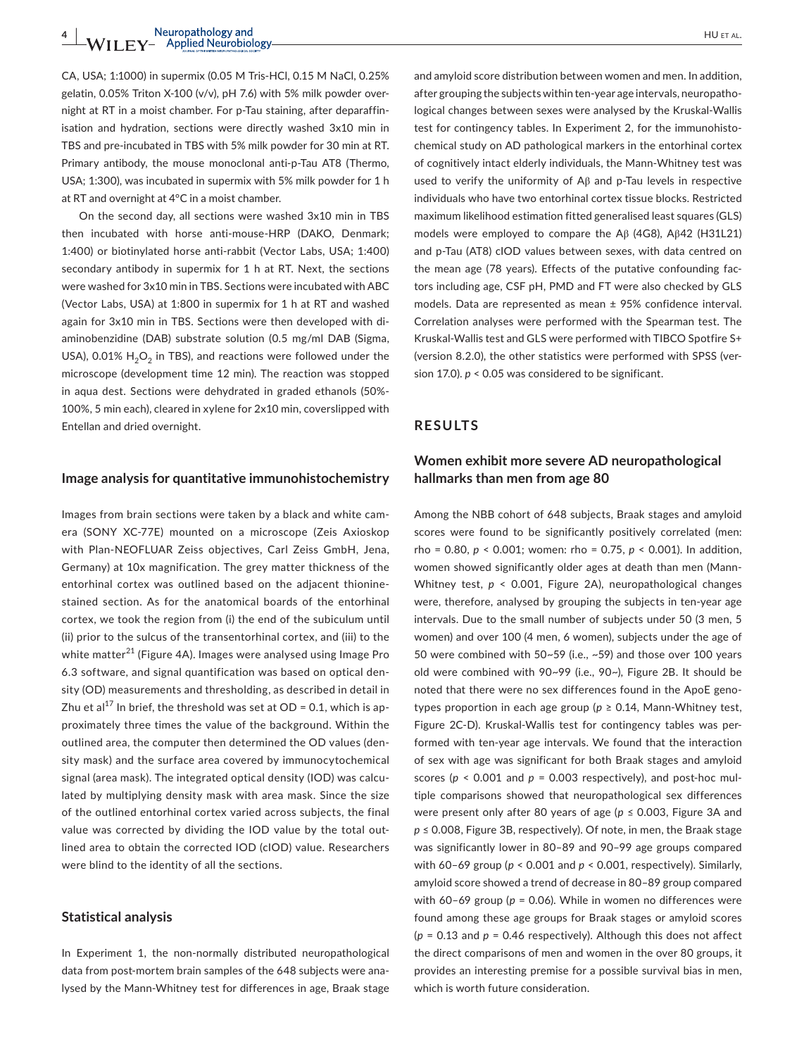CA, USA; 1:1000) in supermix (0.05 M Tris-HCl, 0.15 M NaCl, 0.25% gelatin, 0.05% Triton X-100 (v/v), pH 7.6) with 5% milk powder overnight at RT in a moist chamber. For p-Tau staining, after deparaffinisation and hydration, sections were directly washed 3x10 min in TBS and pre-incubated in TBS with 5% milk powder for 30 min at RT. Primary antibody, the mouse monoclonal anti-p-Tau AT8 (Thermo, USA; 1:300), was incubated in supermix with 5% milk powder for 1 h at RT and overnight at 4°C in a moist chamber.

On the second day, all sections were washed 3x10 min in TBS then incubated with horse anti-mouse-HRP (DAKO, Denmark; 1:400) or biotinylated horse anti-rabbit (Vector Labs, USA; 1:400) secondary antibody in supermix for 1 h at RT. Next, the sections were washed for 3x10 min in TBS. Sections were incubated with ABC (Vector Labs, USA) at 1:800 in supermix for 1 h at RT and washed again for 3x10 min in TBS. Sections were then developed with diaminobenzidine (DAB) substrate solution (0.5 mg/ml DAB (Sigma, USA), 0.01% $H_2O_2$ in TBS), and reactions were followed under the microscope (development time 12 min). The reaction was stopped in aqua dest. Sections were dehydrated in graded ethanols (50%-100%, 5 min each), cleared in xylene for 2x10 min, coverslipped with Entellan and dried overnight.

### Image analysis for quantitative immunohistochemistry

Images from brain sections were taken by a black and white camera (SONY XC-77E) mounted on a microscope (Zeis Axioskop with Plan-NEOFLUAR Zeiss objectives, Carl Zeiss GmbH, Jena, Germany) at 10x magnification. The grey matter thickness of the entorhinal cortex was outlined based on the adjacent thionine-stained section. As for the anatomical boards of the entorhinal cortex, we took the region from (i) the end of the subiculum until (ii) prior to the sulcus of the transentorhinal cortex, and (iii) to the white matter[21] (Figure 4A). Images were analysed using Image Pro 6.3 software, and signal quantification was based on optical density (OD) measurements and thresholding, as described in detail in Zhu et al[17] In brief, the threshold was set at OD = 0.1, which is approximately three times the value of the background. Within the outlined area, the computer then determined the OD values (density mask) and the surface area covered by immunocytochemical signal (area mask). The integrated optical density (IOD) was calculated by multiplying density mask with area mask. Since the size of the outlined entorhinal cortex varied across subjects, the final value was corrected by dividing the IOD value by the total outlined area to obtain the corrected IOD (cIOD) value. Researchers were blind to the identity of all the sections.

### Statistical analysis

In Experiment 1, the non-normally distributed neuropathological data from post-mortem brain samples of the 648 subjects were analysed by the Mann-Whitney test for differences in age, Braak stage and amyloid score distribution between women and men. In addition, after grouping the subjects within ten-year age intervals, neuropathological changes between sexes were analysed by the Kruskal-Wallis test for contingency tables. In Experiment 2, for the immunohistochemical study on AD pathological markers in the entorhinal cortex of cognitively intact elderly individuals, the Mann-Whitney test was used to verify the uniformity of Aβ and p-Tau levels in respective individuals who have two entorhinal cortex tissue blocks. Restricted maximum likelihood estimation fitted generalised least squares (GLS) models were employed to compare the Aβ (4G8), Aβ42 (H31L21) and p-Tau (AT8) cIOD values between sexes, with data centred on the mean age (78 years). Effects of the putative confounding factors including age, CSF pH, PMD and FT were also checked by GLS models. Data are represented as mean ± 95% confidence interval. Correlation analyses were performed with the Spearman test. The Kruskal-Wallis test and GLS were performed with TIBCO Spotfire S+ (version 8.2.0), the other statistics were performed with SPSS (version 17.0). $p < 0.05$ was considered to be significant.

## RESULTS

### Women exhibit more severe AD neuropathological hallmarks than men from age 80

Among the NBB cohort of 648 subjects, Braak stages and amyloid scores were found to be significantly positively correlated (men: rho = 0.80, $p < 0.001$; women: rho = 0.75, $p < 0.001$). In addition, women showed significantly older ages at death than men (Mann-Whitney test, $p < 0.001$, Figure 2A), neuropathological changes were, therefore, analysed by grouping the subjects in ten-year age intervals. Due to the small number of subjects under 50 (3 men, 5 women) and over 100 (4 men, 6 women), subjects under the age of 50 were combined with 50–59 (i.e., ~59) and those over 100 years old were combined with 90~99 (i.e., 90~), Figure 2B. It should be noted that there were no sex differences found in the ApoE genotypes proportion in each age group ($p \geq 0.14$, Mann-Whitney test, Figure 2C-D). Kruskal-Wallis test for contingency tables was performed with ten-year age intervals. We found that the interaction of sex with age was significant for both Braak stages and amyloid scores ($p < 0.001$ and $p = 0.003$ respectively), and post-hoc multiple comparisons showed that neuropathological sex differences were present only after 80 years of age ($p \leq 0.003$, Figure 3A and $p \leq 0.008$, Figure 3B, respectively). Of note, in men, the Braak stage was significantly lower in 80–89 and 90–99 age groups compared with 60–69 group ($p < 0.001$ and $p < 0.001$, respectively). Similarly, amyloid score showed a trend of decrease in 80–89 group compared with 60–69 group ($p = 0.06$). While in women no differences were found among these age groups for Braak stages or amyloid scores ($p = 0.13$ and $p = 0.46$ respectively). Although this does not affect the direct comparisons of men and women in the over 80 groups, it provides an interesting premise for a possible survival bias in men, which is worth future consideration.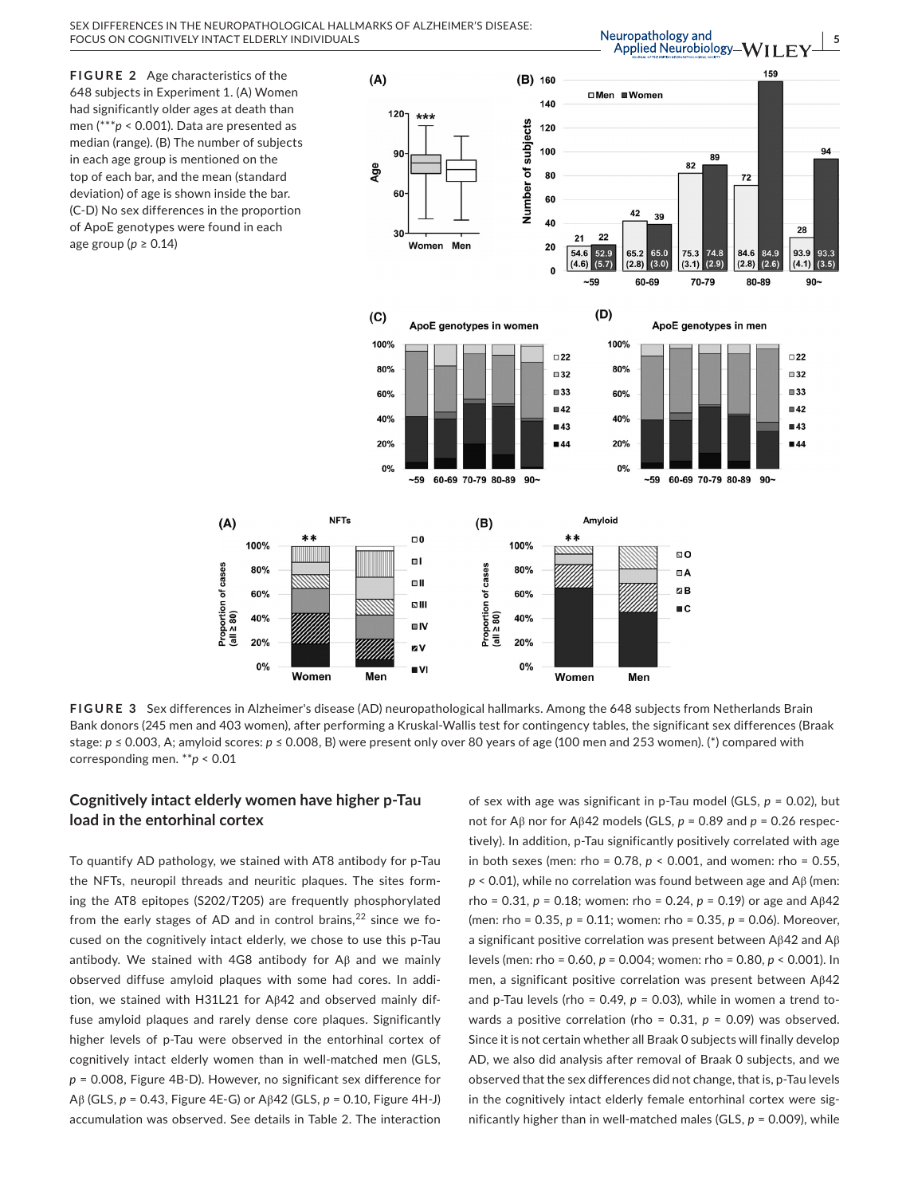**FIGURE 2** Age characteristics of the 648 subjects in Experiment 1. (A) Women had significantly older ages at death than men (***$p < 0.001$). Data are presented as median (range). (B) The number of subjects in each age group is mentioned on the top of each bar, and the mean (standard deviation) of age is shown inside the bar. (C-D) No sex differences in the proportion of ApoE genotypes were found in each age group ($p \geq 0.14$)

**FIGURE 3** Sex differences in Alzheimer's disease (AD) neuropathological hallmarks. Among the 648 subjects from Netherlands Brain Bank donors (245 men and 403 women), after performing a Kruskal-Wallis test for contingency tables, the significant sex differences (Braak stage: $p \leq 0.003$, A; amyloid scores: $p \leq 0.008$, B) were present only over 80 years of age (100 men and 253 women). (*) compared with corresponding men. **$p < 0.01$

## Cognitively intact elderly women have higher p-Tau load in the entorhinal cortex

To quantify AD pathology, we stained with AT8 antibody for p-Tau the NFTs, neuropil threads and neuritic plaques. The sites forming the AT8 epitopes (S202/T205) are frequently phosphorylated from the early stages of AD and in control brains,[22] since we focused on the cognitively intact elderly, we chose to use this p-Tau antibody. We stained with 4G8 antibody for Aβ and we mainly observed diffuse amyloid plaques with some had cores. In addition, we stained with H31L21 for Aβ42 and observed mainly diffuse amyloid plaques and rarely dense core plaques. Significantly higher levels of p-Tau were observed in the entorhinal cortex of cognitively intact elderly women than in well-matched men (GLS, $p = 0.008$, Figure 4B-D). However, no significant sex difference for Aβ (GLS, $p = 0.43$, Figure 4E-G) or Aβ42 (GLS, $p = 0.10$, Figure 4H-J) accumulation was observed. See details in Table 2. The interaction of sex with age was significant in p-Tau model (GLS, $p = 0.02$), but not for Aβ nor for Aβ42 models (GLS, $p = 0.89$ and $p = 0.26$ respectively). In addition, p-Tau significantly positively correlated with age in both sexes (men: rho = 0.78, $p < 0.001$, and women: rho = 0.55, $p < 0.01$), while no correlation was found between age and Aβ (men: rho = 0.31, $p = 0.18$; women: rho = 0.24, $p = 0.19$) or age and Aβ42 (men: rho = 0.35, $p = 0.11$; women: rho = 0.35, $p = 0.06$). Moreover, a significant positive correlation was present between Aβ42 and Aβ levels (men: rho = 0.60, $p = 0.004$; women: rho = 0.80, $p < 0.001$). In men, a significant positive correlation was present between Aβ42 and p-Tau levels (rho = 0.49, $p = 0.03$), while in women a trend towards a positive correlation (rho = 0.31, $p = 0.09$) was observed. Since it is not certain whether all Braak 0 subjects will finally develop AD, we also did analysis after removal of Braak 0 subjects, and we observed that the sex differences did not change, that is, p-Tau levels in the cognitively intact elderly female entorhinal cortex were significantly higher than in well-matched males (GLS, $p = 0.009$), while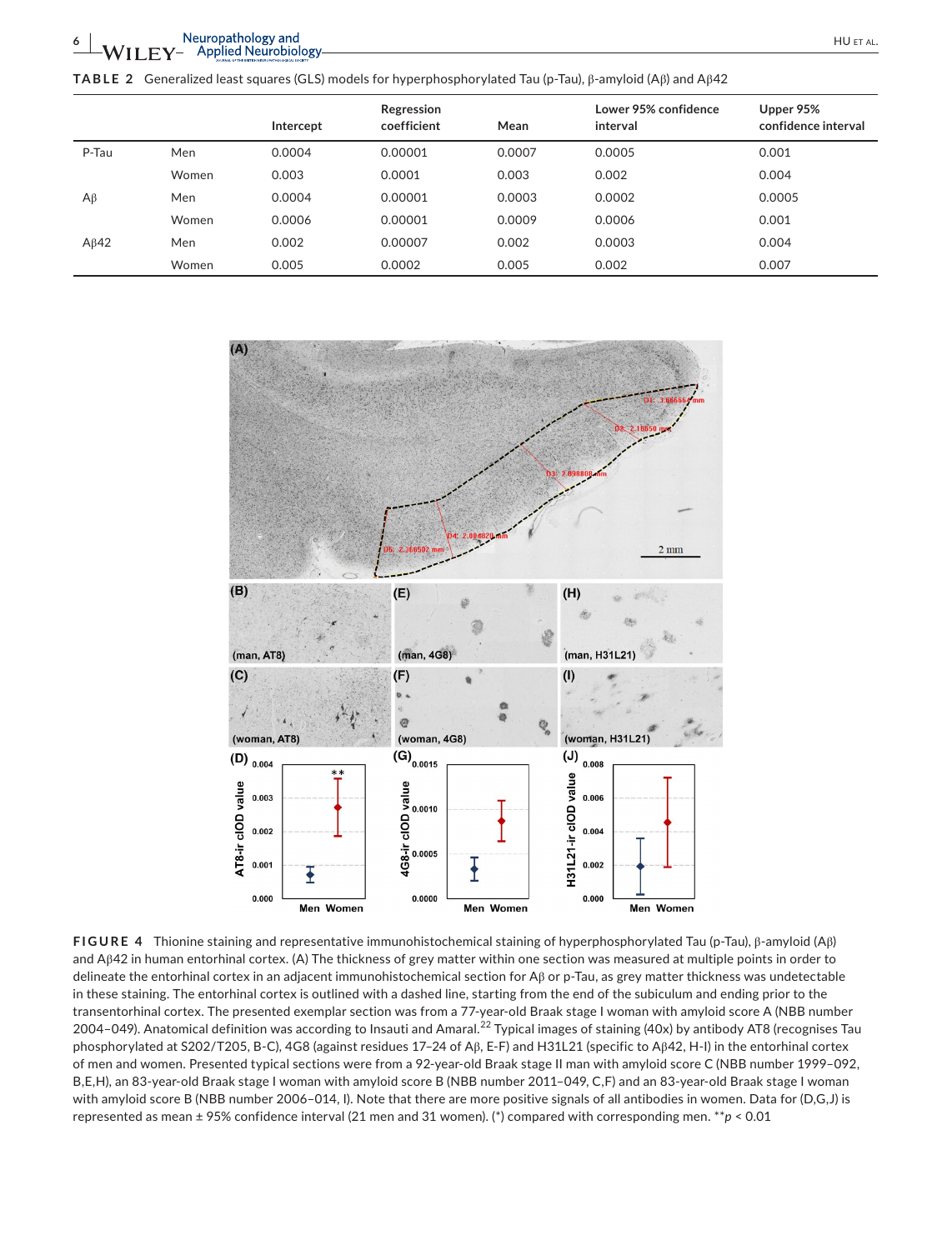**TABLE 2** Generalized least squares (GLS) models for hyperphosphorylated Tau (p-Tau), β-amyloid (Aβ) and Aβ42

| | | Intercept | Regression coefficient | Mean | Lower 95% confidence interval | Upper 95% confidence interval |
|---|---|---|---|---|---|---|
| P-Tau | Men | 0.0004 | 0.00001 | 0.0007 | 0.0005 | 0.001 |
| | Women | 0.003 | 0.0001 | 0.003 | 0.002 | 0.004 |
| Aβ | Men | 0.0004 | 0.00001 | 0.0003 | 0.0002 | 0.0005 |
| | Women | 0.0006 | 0.00001 | 0.0009 | 0.0006 | 0.001 |
| Aβ42 | Men | 0.002 | 0.00007 | 0.002 | 0.0003 | 0.004 |
| | Women | 0.005 | 0.0002 | 0.005 | 0.002 | 0.007 |

**FIGURE 4** Thionine staining and representative immunohistochemical staining of hyperphosphorylated Tau (p-Tau), β-amyloid (Aβ) and Aβ42 in human entorhinal cortex. (A) The thickness of grey matter within one section was measured at multiple points in order to delineate the entorhinal cortex in an adjacent immunohistochemical section for Aβ or p-Tau, as grey matter thickness was undetectable in these staining. The entorhinal cortex is outlined with a dashed line, starting from the end of the subiculum and ending prior to the transentorhinal cortex. The presented exemplar section was from a 77-year-old Braak stage I woman with amyloid score A (NBB number 2004–049). Anatomical definition was according to Insauti and Amaral.[22] Typical images of staining (40x) by antibody AT8 (recognises Tau phosphorylated at S202/T205, B-C), 4G8 (against residues 17–24 of Aβ, E-F) and H31L21 (specific to Aβ42, H-I) in the entorhinal cortex of men and women. Presented typical sections were from a 92-year-old Braak stage II man with amyloid score C (NBB number 1999–092, B,E,H), an 83-year-old Braak stage I woman with amyloid score B (NBB number 2011–049, C,F) and an 83-year-old Braak stage I woman with amyloid score B (NBB number 2006–014, I). Note that there are more positive signals of all antibodies in women. Data for (D,G,J) is represented as mean ± 95% confidence interval (21 men and 31 women). (*) compared with corresponding men. $^{**}p < 0.01$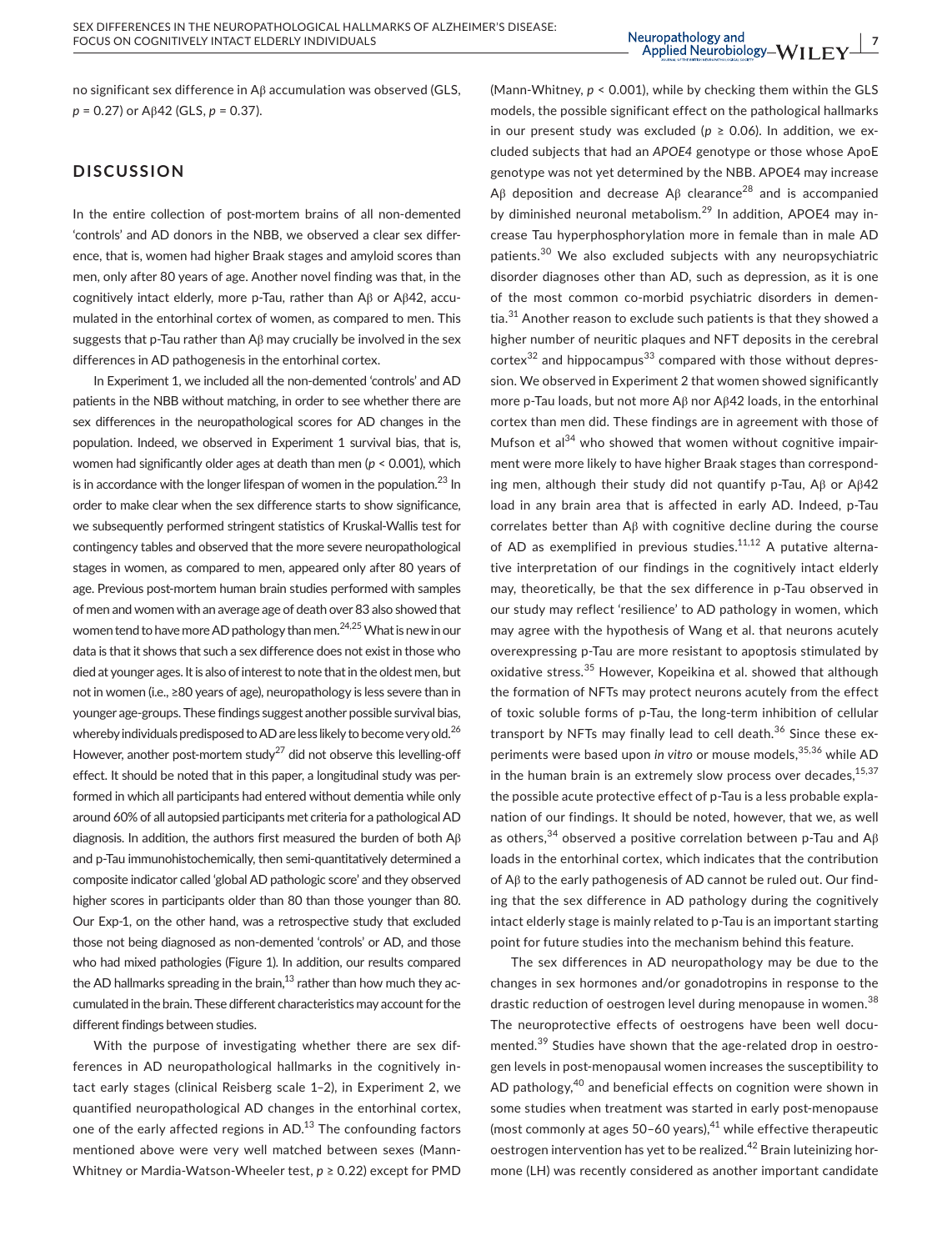no significant sex difference in Aβ accumulation was observed (GLS, $p = 0.27$) or Aβ42 (GLS, $p = 0.37$).

## DISCUSSION

In the entire collection of post-mortem brains of all non-demented 'controls' and AD donors in the NBB, we observed a clear sex difference, that is, women had higher Braak stages and amyloid scores than men, only after 80 years of age. Another novel finding was that, in the cognitively intact elderly, more p-Tau, rather than Aβ or Aβ42, accumulated in the entorhinal cortex of women, as compared to men. This suggests that p-Tau rather than Aβ may crucially be involved in the sex differences in AD pathogenesis in the entorhinal cortex.

In Experiment 1, we included all the non-demented 'controls' and AD patients in the NBB without matching, in order to see whether there are sex differences in the neuropathological scores for AD changes in the population. Indeed, we observed in Experiment 1 survival bias, that is, women had significantly older ages at death than men ($p < 0.001$), which is in accordance with the longer lifespan of women in the population.[23] In order to make clear when the sex difference starts to show significance, we subsequently performed stringent statistics of Kruskal-Wallis test for contingency tables and observed that the more severe neuropathological stages in women, as compared to men, appeared only after 80 years of age. Previous post-mortem human brain studies performed with samples of men and women with an average age of death over 83 also showed that women tend to have more AD pathology than men.[24,25] What is new in our data is that it shows that such a sex difference does not exist in those who died at younger ages. It is also of interest to note that in the oldest men, but not in women (i.e., ≥80 years of age), neuropathology is less severe than in younger age-groups. These findings suggest another possible survival bias, whereby individuals predisposed to AD are less likely to become very old.[26] However, another post-mortem study[27] did not observe this levelling-off effect. It should be noted that in this paper, a longitudinal study was performed in which all participants had entered without dementia while only around 60% of all autopsied participants met criteria for a pathological AD diagnosis. In addition, the authors first measured the burden of both Aβ and p-Tau immunohistochemically, then semi-quantitatively determined a composite indicator called 'global AD pathologic score' and they observed higher scores in participants older than 80 than those younger than 80. Our Exp-1, on the other hand, was a retrospective study that excluded those not being diagnosed as non-demented 'controls' or AD, and those who had mixed pathologies (Figure 1). In addition, our results compared the AD hallmarks spreading in the brain,[13] rather than how much they accumulated in the brain. These different characteristics may account for the different findings between studies.

With the purpose of investigating whether there are sex differences in AD neuropathological hallmarks in the cognitively intact early stages (clinical Reisberg scale 1–2), in Experiment 2, we quantified neuropathological AD changes in the entorhinal cortex, one of the early affected regions in AD.[13] The confounding factors mentioned above were very well matched between sexes (Mann-Whitney or Mardia-Watson-Wheeler test, $p \geq 0.22$) except for PMD (Mann-Whitney, $p < 0.001$), while by checking them within the GLS models, the possible significant effect on the pathological hallmarks in our present study was excluded ($p \geq 0.06$). In addition, we excluded subjects that had an *APOE4* genotype or those whose ApoE genotype was not yet determined by the NBB. APOE4 may increase Aβ deposition and decrease Aβ clearance[28] and is accompanied by diminished neuronal metabolism.[29] In addition, APOE4 may increase Tau hyperphosphorylation more in female than in male AD patients.[30] We also excluded subjects with any neuropsychiatric disorder diagnoses other than AD, such as depression, as it is one of the most common co-morbid psychiatric disorders in dementia.[31] Another reason to exclude such patients is that they showed a higher number of neuritic plaques and NFT deposits in the cerebral cortex[32] and hippocampus[33] compared with those without depression. We observed in Experiment 2 that women showed significantly more p-Tau loads, but not more Aβ nor Aβ42 loads, in the entorhinal cortex than men did. These findings are in agreement with those of Mufson et al[34] who showed that women without cognitive impairment were more likely to have higher Braak stages than corresponding men, although their study did not quantify p-Tau, Aβ or Aβ42 load in any brain area that is affected in early AD. Indeed, p-Tau correlates better than Aβ with cognitive decline during the course of AD as exemplified in previous studies.[11,12] A putative alternative interpretation of our findings in the cognitively intact elderly may, theoretically, be that the sex difference in p-Tau observed in our study may reflect 'resilience' to AD pathology in women, which may agree with the hypothesis of Wang et al. that neurons acutely overexpressing p-Tau are more resistant to apoptosis stimulated by oxidative stress.[35] However, Kopeikina et al. showed that although the formation of NFTs may protect neurons acutely from the effect of toxic soluble forms of p-Tau, the long-term inhibition of cellular transport by NFTs may finally lead to cell death.[36] Since these experiments were based upon *in vitro* or mouse models,[35,36] while AD in the human brain is an extremely slow process over decades,[15,37] the possible acute protective effect of p-Tau is a less probable explanation of our findings. It should be noted, however, that we, as well as others,[34] observed a positive correlation between p-Tau and Aβ loads in the entorhinal cortex, which indicates that the contribution of Aβ to the early pathogenesis of AD cannot be ruled out. Our finding that the sex difference in AD pathology during the cognitively intact elderly stage is mainly related to p-Tau is an important starting point for future studies into the mechanism behind this feature.

The sex differences in AD neuropathology may be due to the changes in sex hormones and/or gonadotropins in response to the drastic reduction of oestrogen level during menopause in women.[38] The neuroprotective effects of oestrogens have been well documented.[39] Studies have shown that the age-related drop in oestrogen levels in post-menopausal women increases the susceptibility to AD pathology,[40] and beneficial effects on cognition were shown in some studies when treatment was started in early post-menopause (most commonly at ages 50–60 years),[41] while effective therapeutic oestrogen intervention has yet to be realized.[42] Brain luteinizing hormone (LH) was recently considered as another important candidate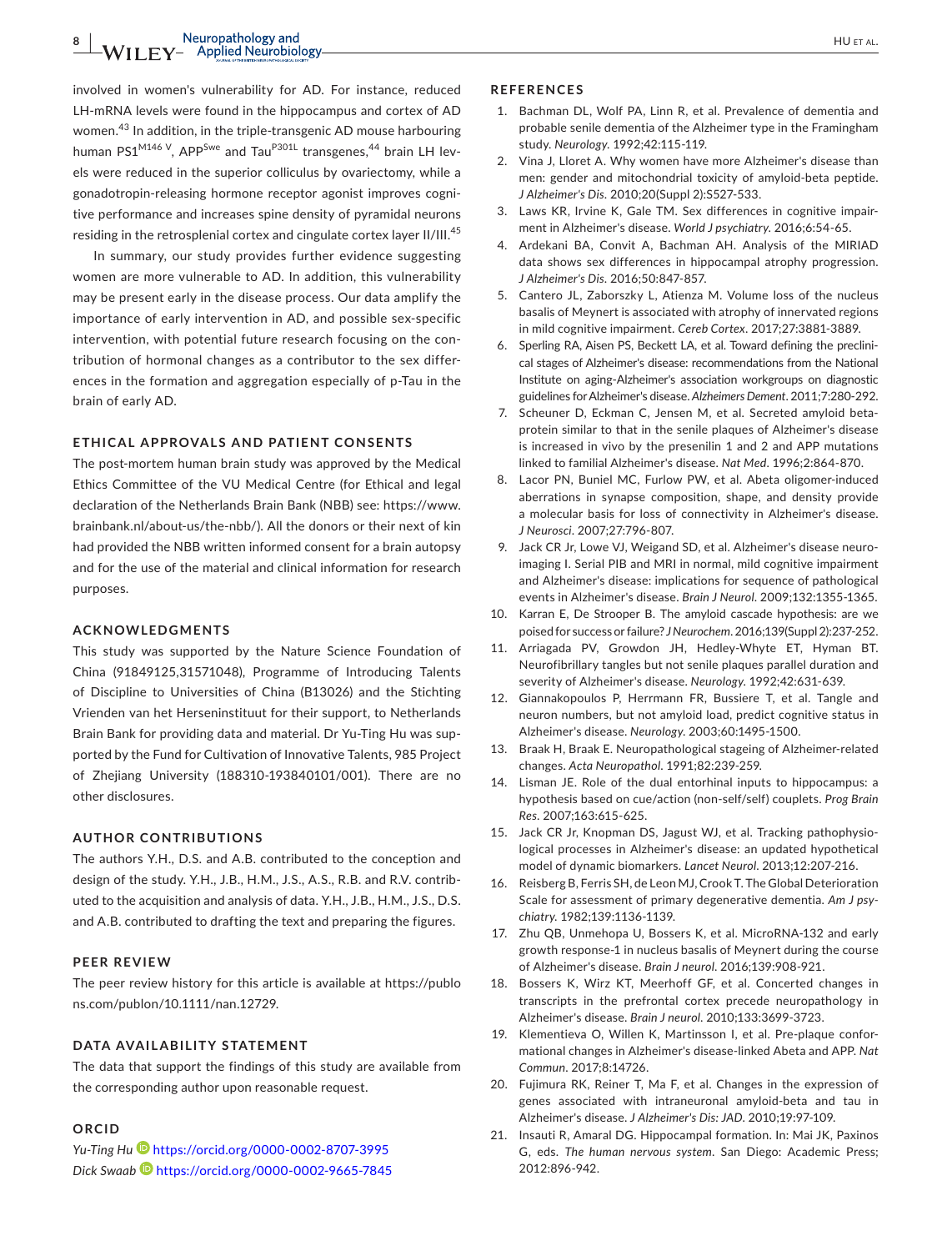involved in women's vulnerability for AD. For instance, reduced LH-mRNA levels were found in the hippocampus and cortex of AD women.[43] In addition, in the triple-transgenic AD mouse harbouring human $PS1^{M146V}$, $APP^{Swe}$ and $Tau^{P301L}$ transgenes,[44] brain LH levels were reduced in the superior colliculus by ovariectomy, while a gonadotropin-releasing hormone receptor agonist improves cognitive performance and increases spine density of pyramidal neurons residing in the retrosplenial cortex and cingulate cortex layer II/III.[45]

In summary, our study provides further evidence suggesting women are more vulnerable to AD. In addition, this vulnerability may be present early in the disease process. Our data amplify the importance of early intervention in AD, and possible sex-specific intervention, with potential future research focusing on the contribution of hormonal changes as a contributor to the sex differences in the formation and aggregation especially of p-Tau in the brain of early AD.

## ETHICAL APPROVALS AND PATIENT CONSENTS

The post-mortem human brain study was approved by the Medical Ethics Committee of the VU Medical Centre (for Ethical and legal declaration of the Netherlands Brain Bank (NBB) see: https://www.brainbank.nl/about-us/the-nbb/). All the donors or their next of kin had provided the NBB written informed consent for a brain autopsy and for the use of the material and clinical information for research purposes.

## ACKNOWLEDGMENTS

This study was supported by the Nature Science Foundation of China (91849125,31571048), Programme of Introducing Talents of Discipline to Universities of China (B13026) and the Stichting Vrienden van het Herseninstituut for their support, to Netherlands Brain Bank for providing data and material. Dr Yu-Ting Hu was supported by the Fund for Cultivation of Innovative Talents, 985 Project of Zhejiang University (188310-193840101/001). There are no other disclosures.

## AUTHOR CONTRIBUTIONS

The authors Y.H., D.S. and A.B. contributed to the conception and design of the study. Y.H., J.B., H.M., J.S., A.S., R.B. and R.V. contributed to the acquisition and analysis of data. Y.H., J.B., H.M., J.S., D.S. and A.B. contributed to drafting the text and preparing the figures.

## PEER REVIEW

The peer review history for this article is available at https://publons.com/publon/10.1111/nan.12729.

## DATA AVAILABILITY STATEMENT

The data that support the findings of this study are available from the corresponding author upon reasonable request.

## ORCID

*Yu-Ting Hu* https://orcid.org/0000-0002-8707-3995
*Dick Swaab* https://orcid.org/0000-0002-9665-7845

## REFERENCES

1. Bachman DL, Wolf PA, Linn R, et al. Prevalence of dementia and probable senile dementia of the Alzheimer type in the Framingham study. *Neurology*. 1992;42:115-119.
2. Vina J, Lloret A. Why women have more Alzheimer's disease than men: gender and mitochondrial toxicity of amyloid-beta peptide. *J Alzheimer's Dis*. 2010;20(Suppl 2):S527-533.
3. Laws KR, Irvine K, Gale TM. Sex differences in cognitive impairment in Alzheimer's disease. *World J psychiatry*. 2016;6:54-65.
4. Ardekani BA, Convit A, Bachman AH. Analysis of the MIRIAD data shows sex differences in hippocampal atrophy progression. *J Alzheimer's Dis*. 2016;50:847-857.
5. Cantero JL, Zaborszky L, Atienza M. Volume loss of the nucleus basalis of Meynert is associated with atrophy of innervated regions in mild cognitive impairment. *Cereb Cortex*. 2017;27:3881-3889.
6. Sperling RA, Aisen PS, Beckett LA, et al. Toward defining the preclinical stages of Alzheimer's disease: recommendations from the National Institute on aging-Alzheimer's association workgroups on diagnostic guidelines for Alzheimer's disease. *Alzheimers Dement*. 2011;7:280-292.
7. Scheuner D, Eckman C, Jensen M, et al. Secreted amyloid beta-protein similar to that in the senile plaques of Alzheimer's disease is increased in vivo by the presenilin 1 and 2 and APP mutations linked to familial Alzheimer's disease. *Nat Med*. 1996;2:864-870.
8. Lacor PN, Buniel MC, Furlow PW, et al. Abeta oligomer-induced aberrations in synapse composition, shape, and density provide a molecular basis for loss of connectivity in Alzheimer's disease. *J Neurosci*. 2007;27:796-807.
9. Jack CR Jr, Lowe VJ, Weigand SD, et al. Alzheimer's disease neuroimaging I. Serial PIB and MRI in normal, mild cognitive impairment and Alzheimer's disease: implications for sequence of pathological events in Alzheimer's disease. *Brain J Neurol*. 2009;132:1355-1365.
10. Karran E, De Strooper B. The amyloid cascade hypothesis: are we poised for success or failure? *J Neurochem*. 2016;139(Suppl 2):237-252.
11. Arriagada PV, Growdon JH, Hedley-Whyte ET, Hyman BT. Neurofibrillary tangles but not senile plaques parallel duration and severity of Alzheimer's disease. *Neurology*. 1992;42:631-639.
12. Giannakopoulos P, Herrmann FR, Bussiere T, et al. Tangle and neuron numbers, but not amyloid load, predict cognitive status in Alzheimer's disease. *Neurology*. 2003;60:1495-1500.
13. Braak H, Braak E. Neuropathological stageing of Alzheimer-related changes. *Acta Neuropathol*. 1991;82:239-259.
14. Lisman JE. Role of the dual entorhinal inputs to hippocampus: a hypothesis based on cue/action (non-self/self) couplets. *Prog Brain Res*. 2007;163:615-625.
15. Jack CR Jr, Knopman DS, Jagust WJ, et al. Tracking pathophysiological processes in Alzheimer's disease: an updated hypothetical model of dynamic biomarkers. *Lancet Neurol*. 2013;12:207-216.
16. Reisberg B, Ferris SH, de Leon MJ, Crook T. The Global Deterioration Scale for assessment of primary degenerative dementia. *Am J psychiatry*. 1982;139:1136-1139.
17. Zhu QB, Unmehopa U, Bossers K, et al. MicroRNA-132 and early growth response-1 in nucleus basalis of Meynert during the course of Alzheimer's disease. *Brain J neurol*. 2016;139:908-921.
18. Bossers K, Wirz KT, Meerhoff GF, et al. Concerted changes in transcripts in the prefrontal cortex precede neuropathology in Alzheimer's disease. *Brain J neurol*. 2010;133:3699-3723.
19. Klementieva O, Willen K, Martinsson I, et al. Pre-plaque conformational changes in Alzheimer's disease-linked Abeta and APP. *Nat Commun*. 2017;8:14726.
20. Fujimura RK, Reiner T, Ma F, et al. Changes in the expression of genes associated with intraneuronal amyloid-beta and tau in Alzheimer's disease. *J Alzheimer's Dis: JAD*. 2010;19:97-109.
21. Insauti R, Amaral DG. Hippocampal formation. In: Mai JK, Paxinos G, eds. *The human nervous system*. San Diego: Academic Press; 2012:896-942.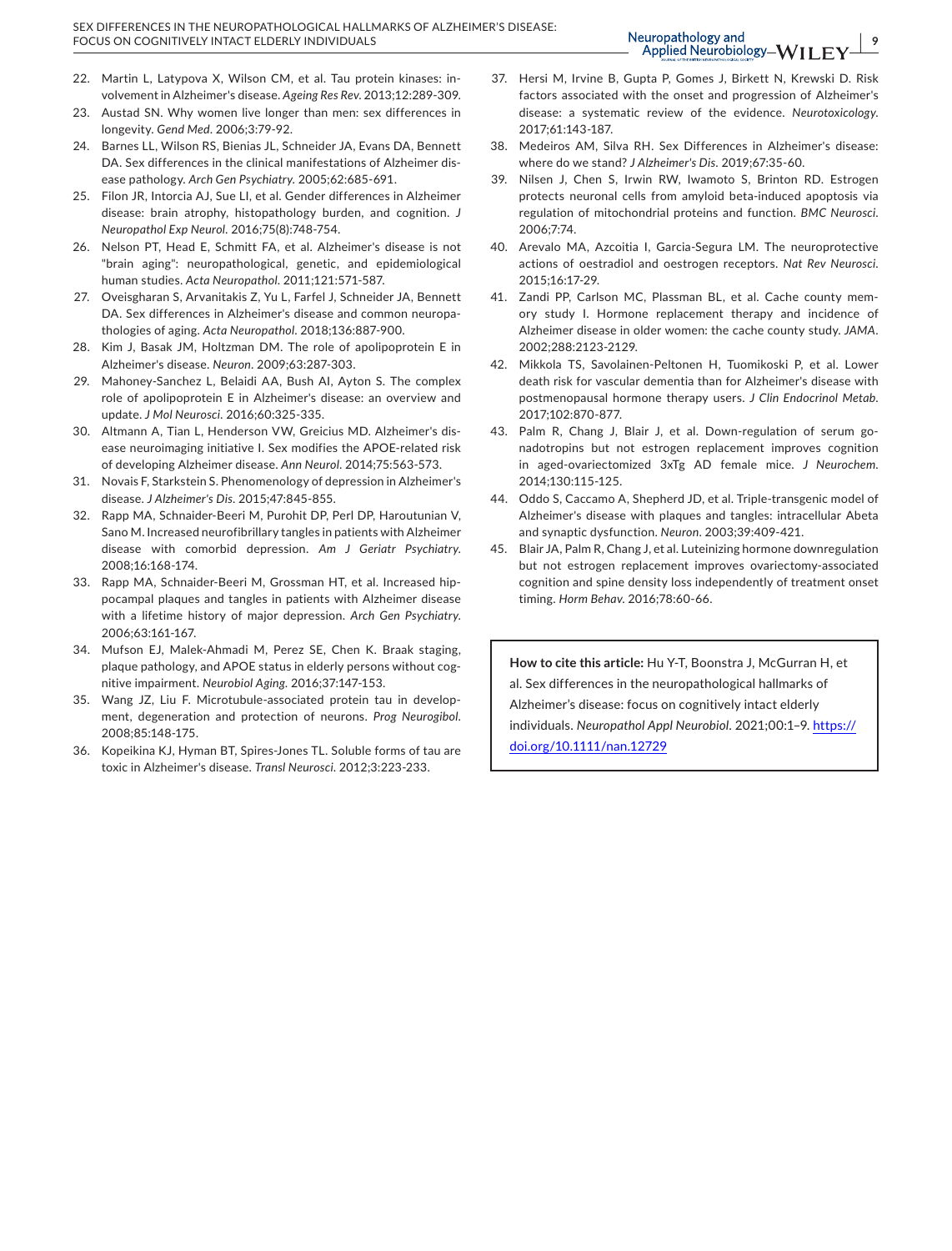22. Martin L, Latypova X, Wilson CM, et al. Tau protein kinases: involvement in Alzheimer's disease. *Ageing Res Rev*. 2013;12:289-309.
23. Austad SN. Why women live longer than men: sex differences in longevity. *Gend Med*. 2006;3:79-92.
24. Barnes LL, Wilson RS, Bienias JL, Schneider JA, Evans DA, Bennett DA. Sex differences in the clinical manifestations of Alzheimer disease pathology. *Arch Gen Psychiatry*. 2005;62:685-691.
25. Filon JR, Intorcia AJ, Sue LI, et al. Gender differences in Alzheimer disease: brain atrophy, histopathology burden, and cognition. *J Neuropathol Exp Neurol*. 2016;75(8):748-754.
26. Nelson PT, Head E, Schmitt FA, et al. Alzheimer's disease is not "brain aging": neuropathological, genetic, and epidemiological human studies. *Acta Neuropathol*. 2011;121:571-587.
27. Oveisgharan S, Arvanitakis Z, Yu L, Farfel J, Schneider JA, Bennett DA. Sex differences in Alzheimer's disease and common neuropathologies of aging. *Acta Neuropathol*. 2018;136:887-900.
28. Kim J, Basak JM, Holtzman DM. The role of apolipoprotein E in Alzheimer's disease. *Neuron*. 2009;63:287-303.
29. Mahoney-Sanchez L, Belaidi AA, Bush AI, Ayton S. The complex role of apolipoprotein E in Alzheimer's disease: an overview and update. *J Mol Neurosci*. 2016;60:325-335.
30. Altmann A, Tian L, Henderson VW, Greicius MD. Alzheimer's disease neuroimaging initiative I. Sex modifies the APOE-related risk of developing Alzheimer disease. *Ann Neurol*. 2014;75:563-573.
31. Novais F, Starkstein S. Phenomenology of depression in Alzheimer's disease. *J Alzheimer's Dis*. 2015;47:845-855.
32. Rapp MA, Schnaider-Beeri M, Purohit DP, Perl DP, Haroutunian V, Sano M. Increased neurofibrillary tangles in patients with Alzheimer disease with comorbid depression. *Am J Geriatr Psychiatry*. 2008;16:168-174.
33. Rapp MA, Schnaider-Beeri M, Grossman HT, et al. Increased hippocampal plaques and tangles in patients with Alzheimer disease with a lifetime history of major depression. *Arch Gen Psychiatry*. 2006;63:161-167.
34. Mufson EJ, Malek-Ahmadi M, Perez SE, Chen K. Braak staging, plaque pathology, and APOE status in elderly persons without cognitive impairment. *Neurobiol Aging*. 2016;37:147-153.
35. Wang JZ, Liu F. Microtubule-associated protein tau in development, degeneration and protection of neurons. *Prog Neurogibol*. 2008;85:148-175.
36. Kopeikina KJ, Hyman BT, Spires-Jones TL. Soluble forms of tau are toxic in Alzheimer's disease. *Transl Neurosci*. 2012;3:223-233.
37. Hersi M, Irvine B, Gupta P, Gomes J, Birkett N, Krewski D. Risk factors associated with the onset and progression of Alzheimer's disease: a systematic review of the evidence. *Neurotoxicology*. 2017;61:143-187.
38. Medeiros AM, Silva RH. Sex Differences in Alzheimer's disease: where do we stand? *J Alzheimer's Dis*. 2019;67:35-60.
39. Nilsen J, Chen S, Irwin RW, Iwamoto S, Brinton RD. Estrogen protects neuronal cells from amyloid beta-induced apoptosis via regulation of mitochondrial proteins and function. *BMC Neurosci*. 2006;7:74.
40. Arevalo MA, Azcoitia I, Garcia-Segura LM. The neuroprotective actions of oestradiol and oestrogen receptors. *Nat Rev Neurosci*. 2015;16:17-29.
41. Zandi PP, Carlson MC, Plassman BL, et al. Cache county memory study I. Hormone replacement therapy and incidence of Alzheimer disease in older women: the cache county study. *JAMA*. 2002;288:2123-2129.
42. Mikkola TS, Savolainen-Peltonen H, Tuomikoski P, et al. Lower death risk for vascular dementia than for Alzheimer's disease with postmenopausal hormone therapy users. *J Clin Endocrinol Metab*. 2017;102:870-877.
43. Palm R, Chang J, Blair J, et al. Down-regulation of serum gonadotropins but not estrogen replacement improves cognition in aged-ovariectomized 3xTg AD female mice. *J Neurochem*. 2014;130:115-125.
44. Oddo S, Caccamo A, Shepherd JD, et al. Triple-transgenic model of Alzheimer's disease with plaques and tangles: intracellular Abeta and synaptic dysfunction. *Neuron*. 2003;39:409-421.
45. Blair JA, Palm R, Chang J, et al. Luteinizing hormone downregulation but not estrogen replacement improves ovariectomy-associated cognition and spine density loss independently of treatment onset timing. *Horm Behav*. 2016;78:60-66.

**How to cite this article:** Hu Y-T, Boonstra J, McGurran H, et al. Sex differences in the neuropathological hallmarks of Alzheimer's disease: focus on cognitively intact elderly individuals. *Neuropathol Appl Neurobiol*. 2021;00:1–9. https://doi.org/10.1111/nan.12729